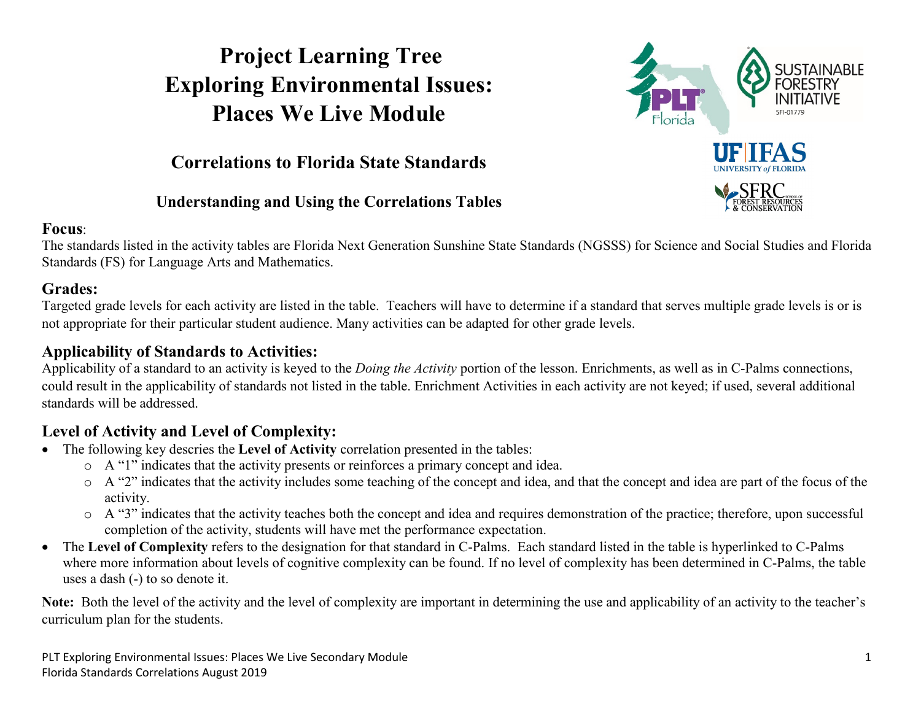# Project Learning Tree
# Exploring Environmental Issues:
# Places We Live Module

## Correlations to Florida State Standards

### Understanding and Using the Correlations Tables

**Focus**:
The standards listed in the activity tables are Florida Next Generation Sunshine State Standards (NGSSS) for Science and Social Studies and Florida Standards (FS) for Language Arts and Mathematics.

**Grades:**
Targeted grade levels for each activity are listed in the table. Teachers will have to determine if a standard that serves multiple grade levels is or is not appropriate for their particular student audience. Many activities can be adapted for other grade levels.

**Applicability of Standards to Activities:**
Applicability of a standard to an activity is keyed to the *Doing the Activity* portion of the lesson. Enrichments, as well as in C-Palms connections, could result in the applicability of standards not listed in the table. Enrichment Activities in each activity are not keyed; if used, several additional standards will be addressed.

**Level of Activity and Level of Complexity:**

- The following key descries the **Level of Activity** correlation presented in the tables:
  - A "1" indicates that the activity presents or reinforces a primary concept and idea.
  - A "2" indicates that the activity includes some teaching of the concept and idea, and that the concept and idea are part of the focus of the activity.
  - A "3" indicates that the activity teaches both the concept and idea and requires demonstration of the practice; therefore, upon successful completion of the activity, students will have met the performance expectation.
- The **Level of Complexity** refers to the designation for that standard in C-Palms. Each standard listed in the table is hyperlinked to C-Palms where more information about levels of cognitive complexity can be found. If no level of complexity has been determined in C-Palms, the table uses a dash (-) to so denote it.

**Note:** Both the level of the activity and the level of complexity are important in determining the use and applicability of an activity to the teacher's curriculum plan for the students.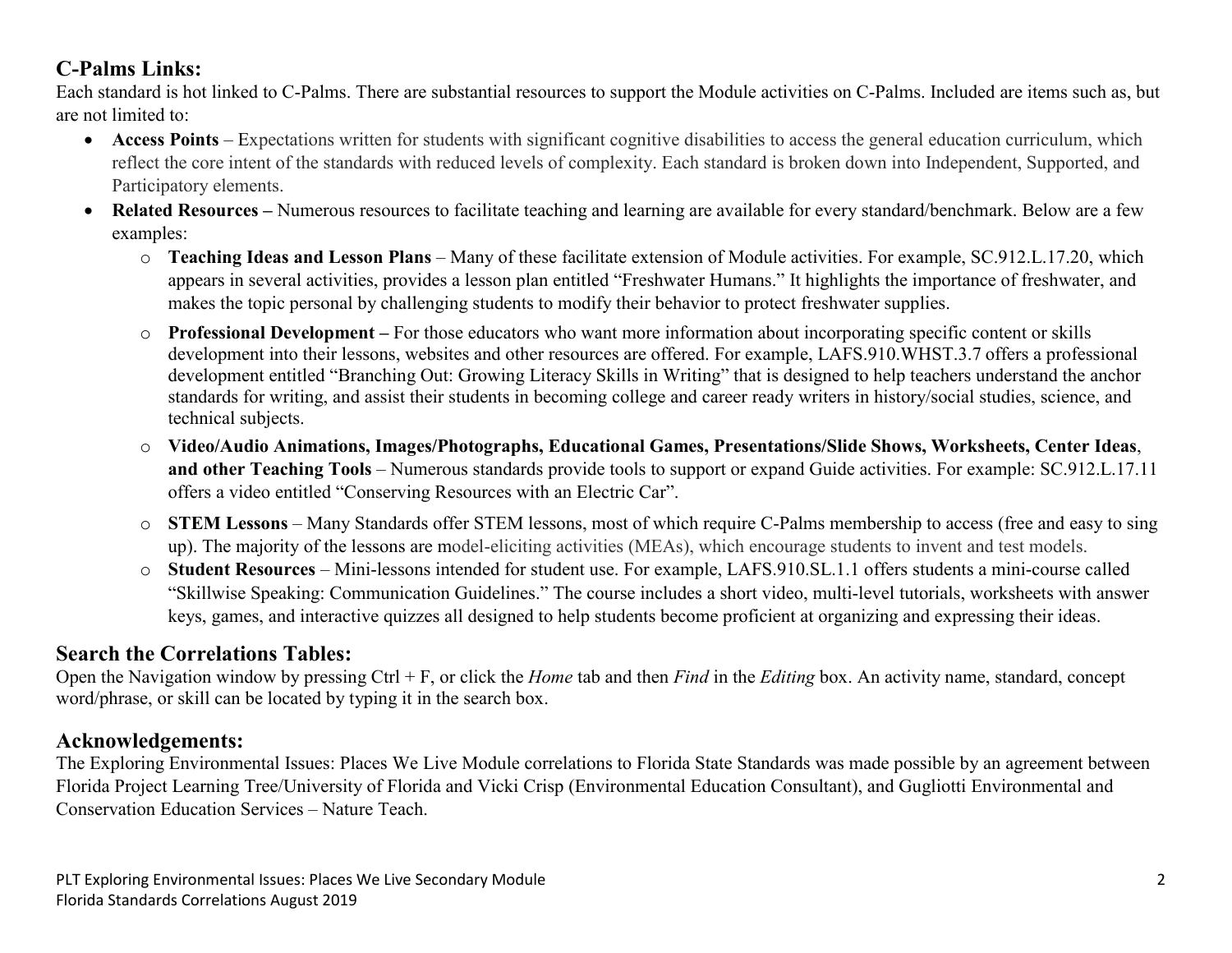## C-Palms Links:

Each standard is hot linked to C-Palms. There are substantial resources to support the Module activities on C-Palms. Included are items such as, but are not limited to:

- **Access Points** – Expectations written for students with significant cognitive disabilities to access the general education curriculum, which reflect the core intent of the standards with reduced levels of complexity. Each standard is broken down into Independent, Supported, and Participatory elements.
- **Related Resources –** Numerous resources to facilitate teaching and learning are available for every standard/benchmark. Below are a few examples:
  - **Teaching Ideas and Lesson Plans** – Many of these facilitate extension of Module activities. For example, SC.912.L.17.20, which appears in several activities, provides a lesson plan entitled "Freshwater Humans." It highlights the importance of freshwater, and makes the topic personal by challenging students to modify their behavior to protect freshwater supplies.
  - **Professional Development –** For those educators who want more information about incorporating specific content or skills development into their lessons, websites and other resources are offered. For example, LAFS.910.WHST.3.7 offers a professional development entitled "Branching Out: Growing Literacy Skills in Writing" that is designed to help teachers understand the anchor standards for writing, and assist their students in becoming college and career ready writers in history/social studies, science, and technical subjects.
  - **Video/Audio Animations, Images/Photographs, Educational Games, Presentations/Slide Shows, Worksheets, Center Ideas**, **and other Teaching Tools** – Numerous standards provide tools to support or expand Guide activities. For example: SC.912.L.17.11 offers a video entitled "Conserving Resources with an Electric Car".
  - **STEM Lessons** – Many Standards offer STEM lessons, most of which require C-Palms membership to access (free and easy to sing up). The majority of the lessons are model-eliciting activities (MEAs), which encourage students to invent and test models.
  - **Student Resources** – Mini-lessons intended for student use. For example, LAFS.910.SL.1.1 offers students a mini-course called "Skillwise Speaking: Communication Guidelines." The course includes a short video, multi-level tutorials, worksheets with answer keys, games, and interactive quizzes all designed to help students become proficient at organizing and expressing their ideas.

## Search the Correlations Tables:

Open the Navigation window by pressing Ctrl + F, or click the *Home* tab and then *Find* in the *Editing* box. An activity name, standard, concept word/phrase, or skill can be located by typing it in the search box.

## Acknowledgements:

The Exploring Environmental Issues: Places We Live Module correlations to Florida State Standards was made possible by an agreement between Florida Project Learning Tree/University of Florida and Vicki Crisp (Environmental Education Consultant), and Gugliotti Environmental and Conservation Education Services – Nature Teach.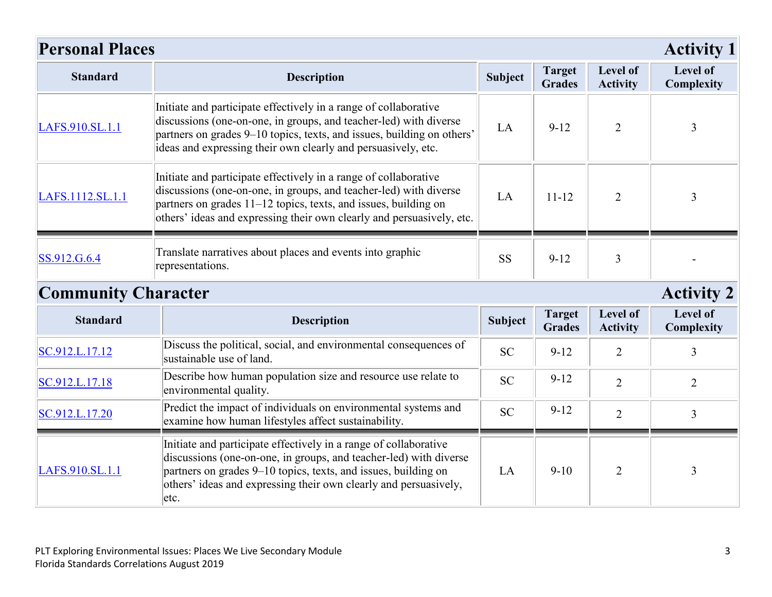## Personal Places — Activity 1

| Standard | Description | Subject | Target Grades | Level of Activity | Level of Complexity |
|---|---|---|---|---|---|
| LAFS.910.SL.1.1 | Initiate and participate effectively in a range of collaborative discussions (one-on-one, in groups, and teacher-led) with diverse partners on grades 9–10 topics, texts, and issues, building on others' ideas and expressing their own clearly and persuasively, etc. | LA | 9-12 | 2 | 3 |
| LAFS.1112.SL.1.1 | Initiate and participate effectively in a range of collaborative discussions (one-on-one, in groups, and teacher-led) with diverse partners on grades 11–12 topics, texts, and issues, building on others' ideas and expressing their own clearly and persuasively, etc. | LA | 11-12 | 2 | 3 |
| SS.912.G.6.4 | Translate narratives about places and events into graphic representations. | SS | 9-12 | 3 | - |

## Community Character — Activity 2

| Standard | Description | Subject | Target Grades | Level of Activity | Level of Complexity |
|---|---|---|---|---|---|
| SC.912.L.17.12 | Discuss the political, social, and environmental consequences of sustainable use of land. | SC | 9-12 | 2 | 3 |
| SC.912.L.17.18 | Describe how human population size and resource use relate to environmental quality. | SC | 9-12 | 2 | 2 |
| SC.912.L.17.20 | Predict the impact of individuals on environmental systems and examine how human lifestyles affect sustainability. | SC | 9-12 | 2 | 3 |
| LAFS.910.SL.1.1 | Initiate and participate effectively in a range of collaborative discussions (one-on-one, in groups, and teacher-led) with diverse partners on grades 9–10 topics, texts, and issues, building on others' ideas and expressing their own clearly and persuasively, etc. | LA | 9-10 | 2 | 3 |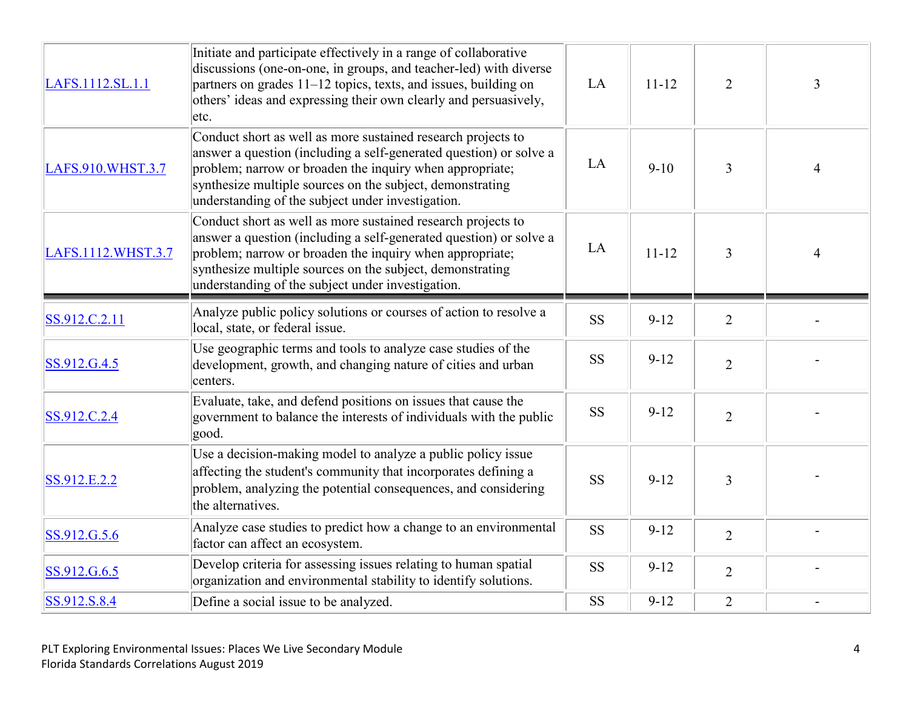| | | | | | |
|---|---|---|---|---|---|
| LAFS.1112.SL.1.1 | Initiate and participate effectively in a range of collaborative discussions (one-on-one, in groups, and teacher-led) with diverse partners on grades 11–12 topics, texts, and issues, building on others' ideas and expressing their own clearly and persuasively, etc. | LA | 11-12 | 2 | 3 |
| LAFS.910.WHST.3.7 | Conduct short as well as more sustained research projects to answer a question (including a self-generated question) or solve a problem; narrow or broaden the inquiry when appropriate; synthesize multiple sources on the subject, demonstrating understanding of the subject under investigation. | LA | 9-10 | 3 | 4 |
| LAFS.1112.WHST.3.7 | Conduct short as well as more sustained research projects to answer a question (including a self-generated question) or solve a problem; narrow or broaden the inquiry when appropriate; synthesize multiple sources on the subject, demonstrating understanding of the subject under investigation. | LA | 11-12 | 3 | 4 |
| SS.912.C.2.11 | Analyze public policy solutions or courses of action to resolve a local, state, or federal issue. | SS | 9-12 | 2 | - |
| SS.912.G.4.5 | Use geographic terms and tools to analyze case studies of the development, growth, and changing nature of cities and urban centers. | SS | 9-12 | 2 | - |
| SS.912.C.2.4 | Evaluate, take, and defend positions on issues that cause the government to balance the interests of individuals with the public good. | SS | 9-12 | 2 | - |
| SS.912.E.2.2 | Use a decision-making model to analyze a public policy issue affecting the student's community that incorporates defining a problem, analyzing the potential consequences, and considering the alternatives. | SS | 9-12 | 3 | - |
| SS.912.G.5.6 | Analyze case studies to predict how a change to an environmental factor can affect an ecosystem. | SS | 9-12 | 2 | - |
| SS.912.G.6.5 | Develop criteria for assessing issues relating to human spatial organization and environmental stability to identify solutions. | SS | 9-12 | 2 | - |
| SS.912.S.8.4 | Define a social issue to be analyzed. | SS | 9-12 | 2 | - |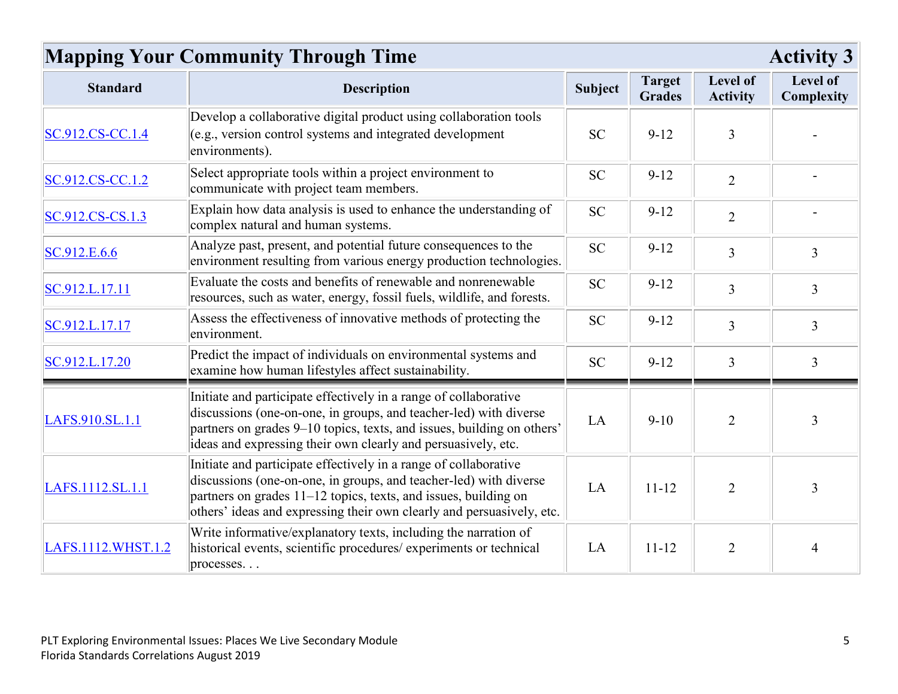## Mapping Your Community Through Time — Activity 3

| Standard | Description | Subject | Target Grades | Level of Activity | Level of Complexity |
|---|---|---|---|---|---|
| SC.912.CS-CC.1.4 | Develop a collaborative digital product using collaboration tools (e.g., version control systems and integrated development environments). | SC | 9-12 | 3 | - |
| SC.912.CS-CC.1.2 | Select appropriate tools within a project environment to communicate with project team members. | SC | 9-12 | 2 | - |
| SC.912.CS-CS.1.3 | Explain how data analysis is used to enhance the understanding of complex natural and human systems. | SC | 9-12 | 2 | - |
| SC.912.E.6.6 | Analyze past, present, and potential future consequences to the environment resulting from various energy production technologies. | SC | 9-12 | 3 | 3 |
| SC.912.L.17.11 | Evaluate the costs and benefits of renewable and nonrenewable resources, such as water, energy, fossil fuels, wildlife, and forests. | SC | 9-12 | 3 | 3 |
| SC.912.L.17.17 | Assess the effectiveness of innovative methods of protecting the environment. | SC | 9-12 | 3 | 3 |
| SC.912.L.17.20 | Predict the impact of individuals on environmental systems and examine how human lifestyles affect sustainability. | SC | 9-12 | 3 | 3 |
| LAFS.910.SL.1.1 | Initiate and participate effectively in a range of collaborative discussions (one-on-one, in groups, and teacher-led) with diverse partners on grades 9–10 topics, texts, and issues, building on others' ideas and expressing their own clearly and persuasively, etc. | LA | 9-10 | 2 | 3 |
| LAFS.1112.SL.1.1 | Initiate and participate effectively in a range of collaborative discussions (one-on-one, in groups, and teacher-led) with diverse partners on grades 11–12 topics, texts, and issues, building on others' ideas and expressing their own clearly and persuasively, etc. | LA | 11-12 | 2 | 3 |
| LAFS.1112.WHST.1.2 | Write informative/explanatory texts, including the narration of historical events, scientific procedures/ experiments or technical processes. . . | LA | 11-12 | 2 | 4 |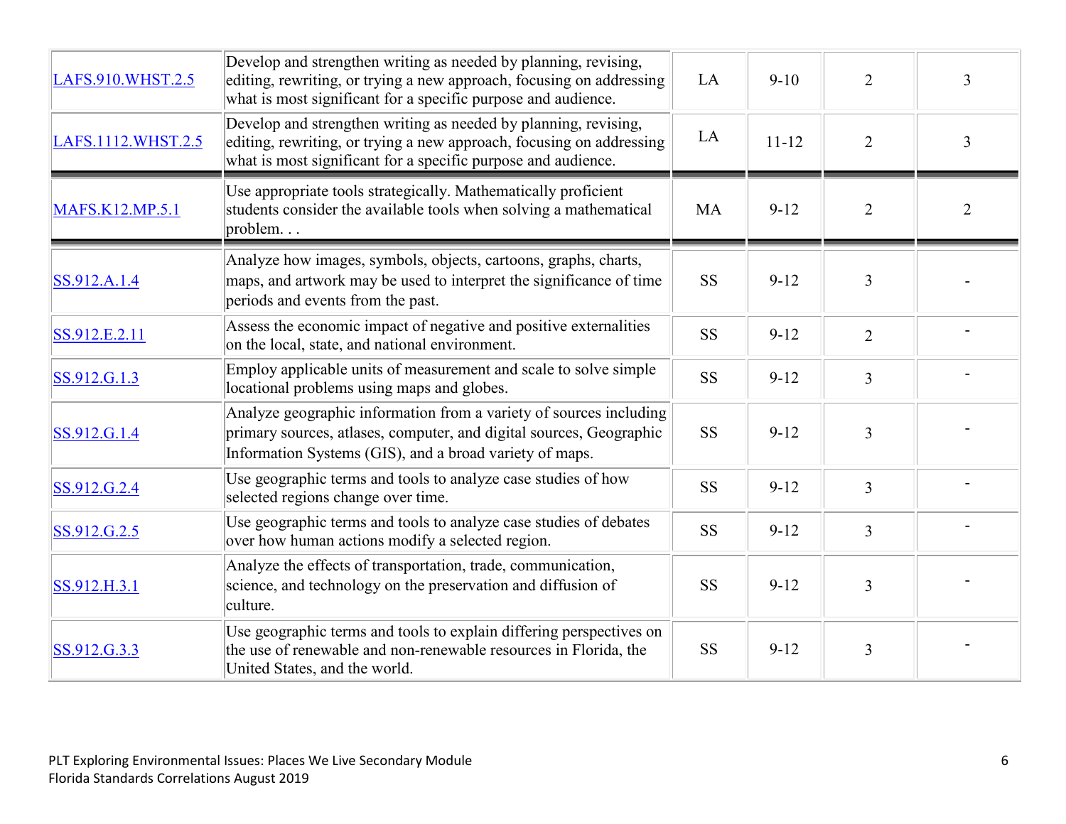| | | | | | |
|---|---|---|---|---|---|
| LAFS.910.WHST.2.5 | Develop and strengthen writing as needed by planning, revising, editing, rewriting, or trying a new approach, focusing on addressing what is most significant for a specific purpose and audience. | LA | 9-10 | 2 | 3 |
| LAFS.1112.WHST.2.5 | Develop and strengthen writing as needed by planning, revising, editing, rewriting, or trying a new approach, focusing on addressing what is most significant for a specific purpose and audience. | LA | 11-12 | 2 | 3 |
| MAFS.K12.MP.5.1 | Use appropriate tools strategically. Mathematically proficient students consider the available tools when solving a mathematical problem. . . | MA | 9-12 | 2 | 2 |
| SS.912.A.1.4 | Analyze how images, symbols, objects, cartoons, graphs, charts, maps, and artwork may be used to interpret the significance of time periods and events from the past. | SS | 9-12 | 3 | - |
| SS.912.E.2.11 | Assess the economic impact of negative and positive externalities on the local, state, and national environment. | SS | 9-12 | 2 | - |
| SS.912.G.1.3 | Employ applicable units of measurement and scale to solve simple locational problems using maps and globes. | SS | 9-12 | 3 | - |
| SS.912.G.1.4 | Analyze geographic information from a variety of sources including primary sources, atlases, computer, and digital sources, Geographic Information Systems (GIS), and a broad variety of maps. | SS | 9-12 | 3 | - |
| SS.912.G.2.4 | Use geographic terms and tools to analyze case studies of how selected regions change over time. | SS | 9-12 | 3 | - |
| SS.912.G.2.5 | Use geographic terms and tools to analyze case studies of debates over how human actions modify a selected region. | SS | 9-12 | 3 | - |
| SS.912.H.3.1 | Analyze the effects of transportation, trade, communication, science, and technology on the preservation and diffusion of culture. | SS | 9-12 | 3 | - |
| SS.912.G.3.3 | Use geographic terms and tools to explain differing perspectives on the use of renewable and non-renewable resources in Florida, the United States, and the world. | SS | 9-12 | 3 | - |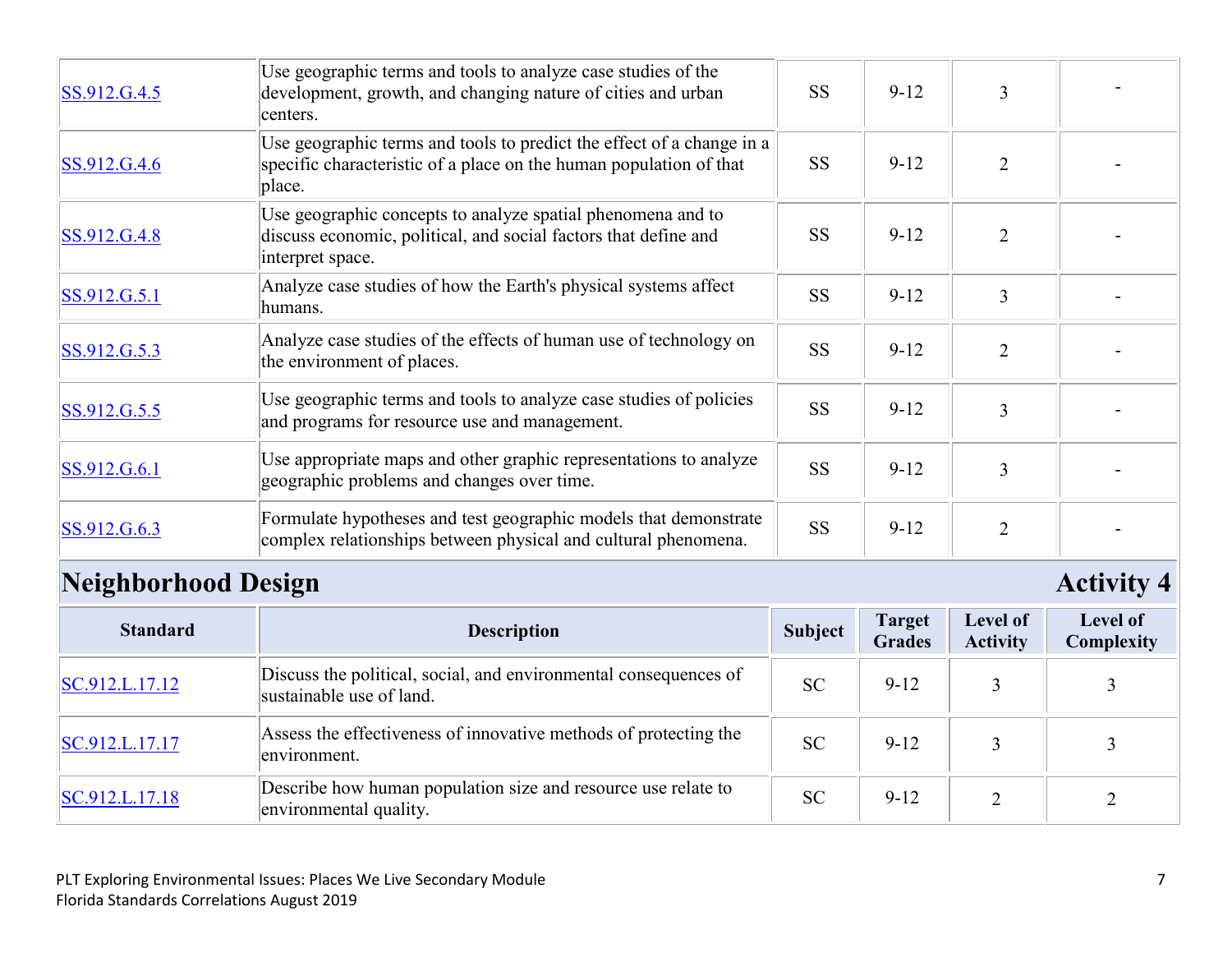| Standard | Description | Subject | Target Grades | Level of Activity | Level of Complexity |
|---|---|---|---|---|---|
| SS.912.G.4.5 | Use geographic terms and tools to analyze case studies of the development, growth, and changing nature of cities and urban centers. | SS | 9-12 | 3 | - |
| SS.912.G.4.6 | Use geographic terms and tools to predict the effect of a change in a specific characteristic of a place on the human population of that place. | SS | 9-12 | 2 | - |
| SS.912.G.4.8 | Use geographic concepts to analyze spatial phenomena and to discuss economic, political, and social factors that define and interpret space. | SS | 9-12 | 2 | - |
| SS.912.G.5.1 | Analyze case studies of how the Earth's physical systems affect humans. | SS | 9-12 | 3 | - |
| SS.912.G.5.3 | Analyze case studies of the effects of human use of technology on the environment of places. | SS | 9-12 | 2 | - |
| SS.912.G.5.5 | Use geographic terms and tools to analyze case studies of policies and programs for resource use and management. | SS | 9-12 | 3 | - |
| SS.912.G.6.1 | Use appropriate maps and other graphic representations to analyze geographic problems and changes over time. | SS | 9-12 | 3 | - |
| SS.912.G.6.3 | Formulate hypotheses and test geographic models that demonstrate complex relationships between physical and cultural phenomena. | SS | 9-12 | 2 | - |

## Neighborhood Design — Activity 4

| Standard | Description | Subject | Target Grades | Level of Activity | Level of Complexity |
|---|---|---|---|---|---|
| SC.912.L.17.12 | Discuss the political, social, and environmental consequences of sustainable use of land. | SC | 9-12 | 3 | 3 |
| SC.912.L.17.17 | Assess the effectiveness of innovative methods of protecting the environment. | SC | 9-12 | 3 | 3 |
| SC.912.L.17.18 | Describe how human population size and resource use relate to environmental quality. | SC | 9-12 | 2 | 2 |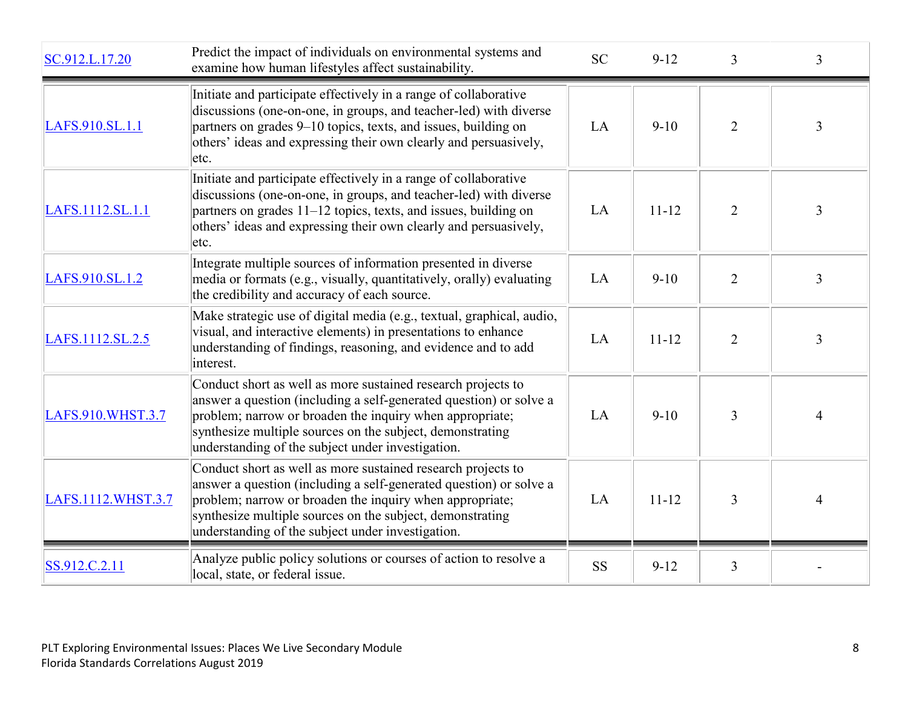| | | | | | |
|---|---|---|---|---|---|
| SC.912.L.17.20 | Predict the impact of individuals on environmental systems and examine how human lifestyles affect sustainability. | SC | 9-12 | 3 | 3 |
| LAFS.910.SL.1.1 | Initiate and participate effectively in a range of collaborative discussions (one-on-one, in groups, and teacher-led) with diverse partners on grades 9–10 topics, texts, and issues, building on others' ideas and expressing their own clearly and persuasively, etc. | LA | 9-10 | 2 | 3 |
| LAFS.1112.SL.1.1 | Initiate and participate effectively in a range of collaborative discussions (one-on-one, in groups, and teacher-led) with diverse partners on grades 11–12 topics, texts, and issues, building on others' ideas and expressing their own clearly and persuasively, etc. | LA | 11-12 | 2 | 3 |
| LAFS.910.SL.1.2 | Integrate multiple sources of information presented in diverse media or formats (e.g., visually, quantitatively, orally) evaluating the credibility and accuracy of each source. | LA | 9-10 | 2 | 3 |
| LAFS.1112.SL.2.5 | Make strategic use of digital media (e.g., textual, graphical, audio, visual, and interactive elements) in presentations to enhance understanding of findings, reasoning, and evidence and to add interest. | LA | 11-12 | 2 | 3 |
| LAFS.910.WHST.3.7 | Conduct short as well as more sustained research projects to answer a question (including a self-generated question) or solve a problem; narrow or broaden the inquiry when appropriate; synthesize multiple sources on the subject, demonstrating understanding of the subject under investigation. | LA | 9-10 | 3 | 4 |
| LAFS.1112.WHST.3.7 | Conduct short as well as more sustained research projects to answer a question (including a self-generated question) or solve a problem; narrow or broaden the inquiry when appropriate; synthesize multiple sources on the subject, demonstrating understanding of the subject under investigation. | LA | 11-12 | 3 | 4 |
| SS.912.C.2.11 | Analyze public policy solutions or courses of action to resolve a local, state, or federal issue. | SS | 9-12 | 3 | - |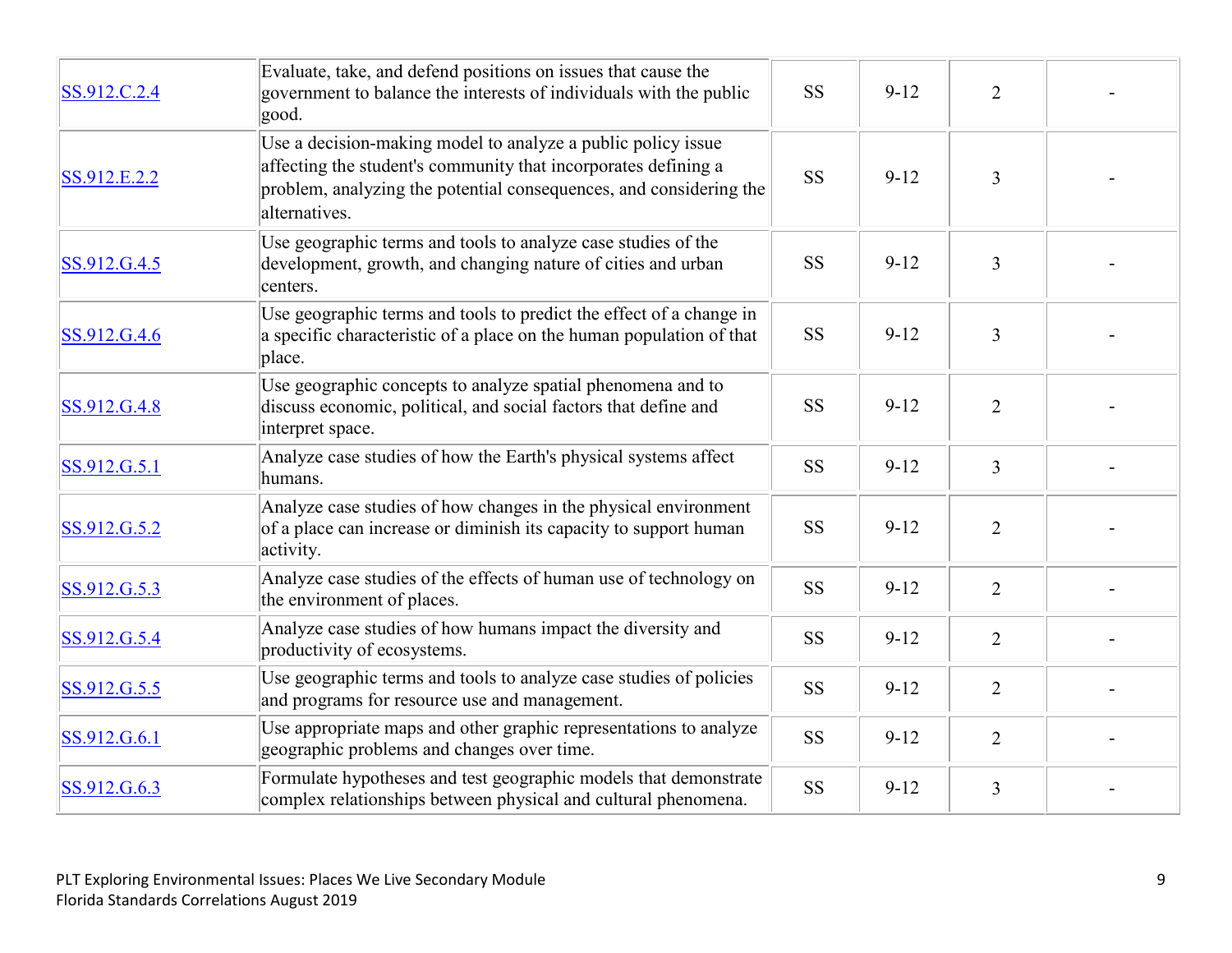| | | | | | |
|---|---|---|---|---|---|
| SS.912.C.2.4 | Evaluate, take, and defend positions on issues that cause the government to balance the interests of individuals with the public good. | SS | 9-12 | 2 | - |
| SS.912.E.2.2 | Use a decision-making model to analyze a public policy issue affecting the student's community that incorporates defining a problem, analyzing the potential consequences, and considering the alternatives. | SS | 9-12 | 3 | - |
| SS.912.G.4.5 | Use geographic terms and tools to analyze case studies of the development, growth, and changing nature of cities and urban centers. | SS | 9-12 | 3 | - |
| SS.912.G.4.6 | Use geographic terms and tools to predict the effect of a change in a specific characteristic of a place on the human population of that place. | SS | 9-12 | 3 | - |
| SS.912.G.4.8 | Use geographic concepts to analyze spatial phenomena and to discuss economic, political, and social factors that define and interpret space. | SS | 9-12 | 2 | - |
| SS.912.G.5.1 | Analyze case studies of how the Earth's physical systems affect humans. | SS | 9-12 | 3 | - |
| SS.912.G.5.2 | Analyze case studies of how changes in the physical environment of a place can increase or diminish its capacity to support human activity. | SS | 9-12 | 2 | - |
| SS.912.G.5.3 | Analyze case studies of the effects of human use of technology on the environment of places. | SS | 9-12 | 2 | - |
| SS.912.G.5.4 | Analyze case studies of how humans impact the diversity and productivity of ecosystems. | SS | 9-12 | 2 | - |
| SS.912.G.5.5 | Use geographic terms and tools to analyze case studies of policies and programs for resource use and management. | SS | 9-12 | 2 | - |
| SS.912.G.6.1 | Use appropriate maps and other graphic representations to analyze geographic problems and changes over time. | SS | 9-12 | 2 | - |
| SS.912.G.6.3 | Formulate hypotheses and test geographic models that demonstrate complex relationships between physical and cultural phenomena. | SS | 9-12 | 3 | - |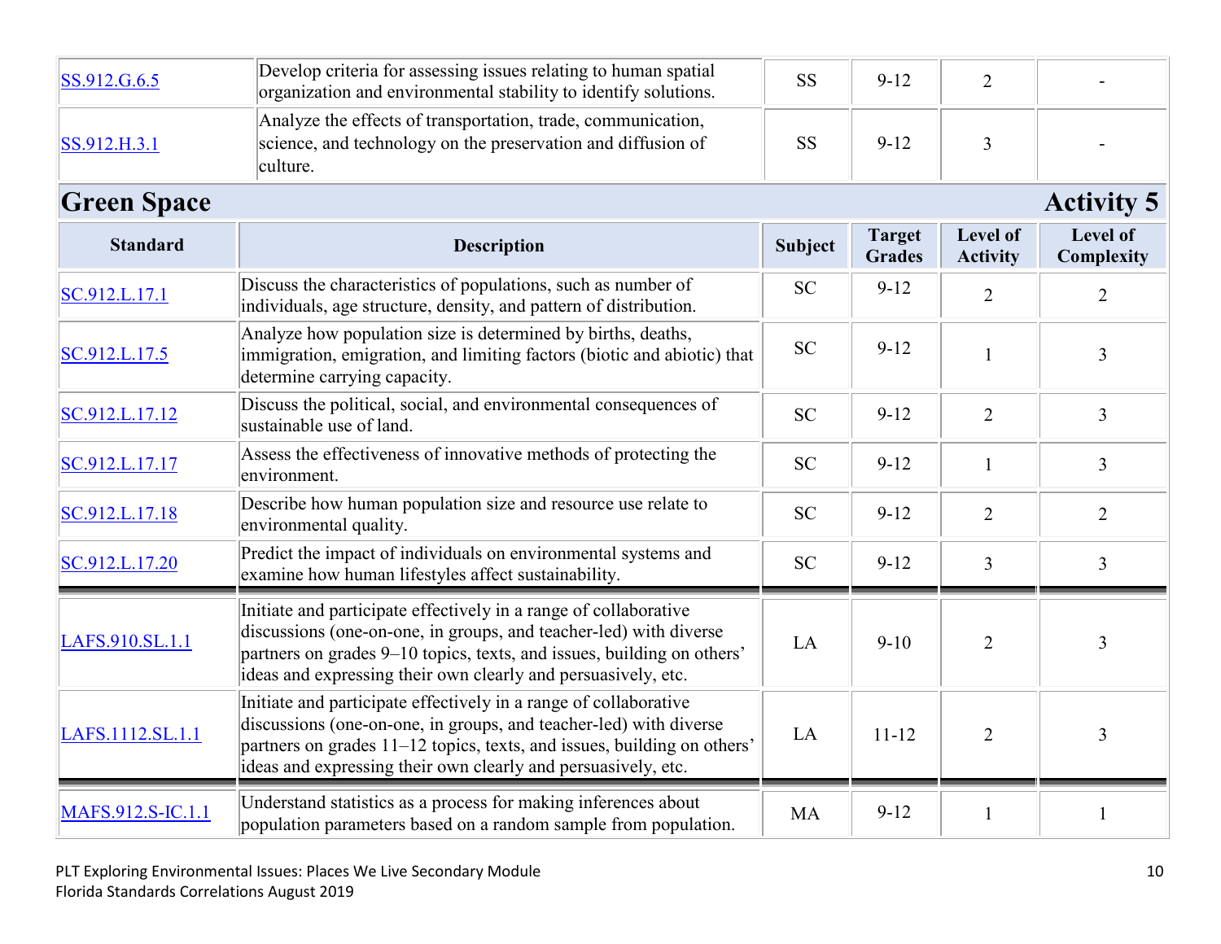| Standard | Description | Subject | Target Grades | Level of Activity | Level of Complexity |
|---|---|---|---|---|---|
| SS.912.G.6.5 | Develop criteria for assessing issues relating to human spatial organization and environmental stability to identify solutions. | SS | 9-12 | 2 | - |
| SS.912.H.3.1 | Analyze the effects of transportation, trade, communication, science, and technology on the preservation and diffusion of culture. | SS | 9-12 | 3 | - |

## Green Space — Activity 5

| Standard | Description | Subject | Target Grades | Level of Activity | Level of Complexity |
|---|---|---|---|---|---|
| SC.912.L.17.1 | Discuss the characteristics of populations, such as number of individuals, age structure, density, and pattern of distribution. | SC | 9-12 | 2 | 2 |
| SC.912.L.17.5 | Analyze how population size is determined by births, deaths, immigration, emigration, and limiting factors (biotic and abiotic) that determine carrying capacity. | SC | 9-12 | 1 | 3 |
| SC.912.L.17.12 | Discuss the political, social, and environmental consequences of sustainable use of land. | SC | 9-12 | 2 | 3 |
| SC.912.L.17.17 | Assess the effectiveness of innovative methods of protecting the environment. | SC | 9-12 | 1 | 3 |
| SC.912.L.17.18 | Describe how human population size and resource use relate to environmental quality. | SC | 9-12 | 2 | 2 |
| SC.912.L.17.20 | Predict the impact of individuals on environmental systems and examine how human lifestyles affect sustainability. | SC | 9-12 | 3 | 3 |
| LAFS.910.SL.1.1 | Initiate and participate effectively in a range of collaborative discussions (one-on-one, in groups, and teacher-led) with diverse partners on grades 9–10 topics, texts, and issues, building on others' ideas and expressing their own clearly and persuasively, etc. | LA | 9-10 | 2 | 3 |
| LAFS.1112.SL.1.1 | Initiate and participate effectively in a range of collaborative discussions (one-on-one, in groups, and teacher-led) with diverse partners on grades 11–12 topics, texts, and issues, building on others' ideas and expressing their own clearly and persuasively, etc. | LA | 11-12 | 2 | 3 |
| MAFS.912.S-IC.1.1 | Understand statistics as a process for making inferences about population parameters based on a random sample from population. | MA | 9-12 | 1 | 1 |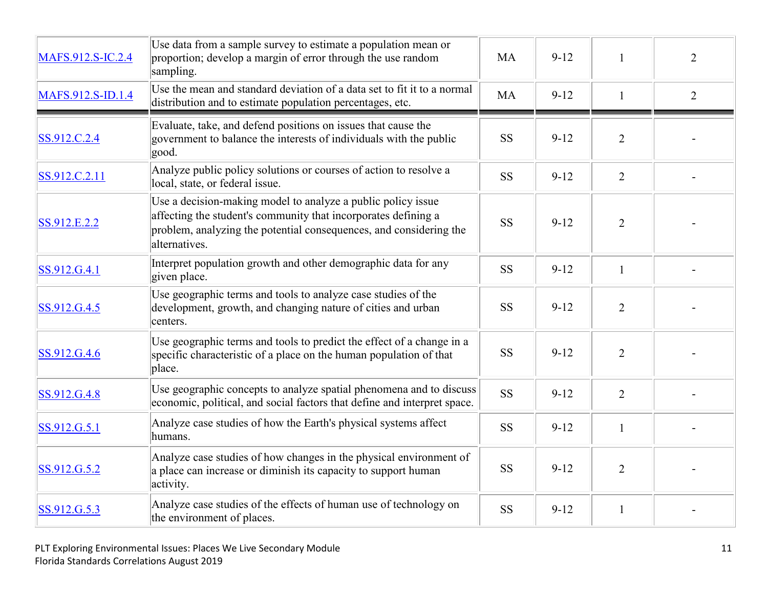| | | | | | |
|---|---|---|---|---|---|
| MAFS.912.S-IC.2.4 | Use data from a sample survey to estimate a population mean or proportion; develop a margin of error through the use random sampling. | MA | 9-12 | 1 | 2 |
| MAFS.912.S-ID.1.4 | Use the mean and standard deviation of a data set to fit it to a normal distribution and to estimate population percentages, etc. | MA | 9-12 | 1 | 2 |
| SS.912.C.2.4 | Evaluate, take, and defend positions on issues that cause the government to balance the interests of individuals with the public good. | SS | 9-12 | 2 | - |
| SS.912.C.2.11 | Analyze public policy solutions or courses of action to resolve a local, state, or federal issue. | SS | 9-12 | 2 | - |
| SS.912.E.2.2 | Use a decision-making model to analyze a public policy issue affecting the student's community that incorporates defining a problem, analyzing the potential consequences, and considering the alternatives. | SS | 9-12 | 2 | - |
| SS.912.G.4.1 | Interpret population growth and other demographic data for any given place. | SS | 9-12 | 1 | - |
| SS.912.G.4.5 | Use geographic terms and tools to analyze case studies of the development, growth, and changing nature of cities and urban centers. | SS | 9-12 | 2 | - |
| SS.912.G.4.6 | Use geographic terms and tools to predict the effect of a change in a specific characteristic of a place on the human population of that place. | SS | 9-12 | 2 | - |
| SS.912.G.4.8 | Use geographic concepts to analyze spatial phenomena and to discuss economic, political, and social factors that define and interpret space. | SS | 9-12 | 2 | - |
| SS.912.G.5.1 | Analyze case studies of how the Earth's physical systems affect humans. | SS | 9-12 | 1 | - |
| SS.912.G.5.2 | Analyze case studies of how changes in the physical environment of a place can increase or diminish its capacity to support human activity. | SS | 9-12 | 2 | - |
| SS.912.G.5.3 | Analyze case studies of the effects of human use of technology on the environment of places. | SS | 9-12 | 1 | - |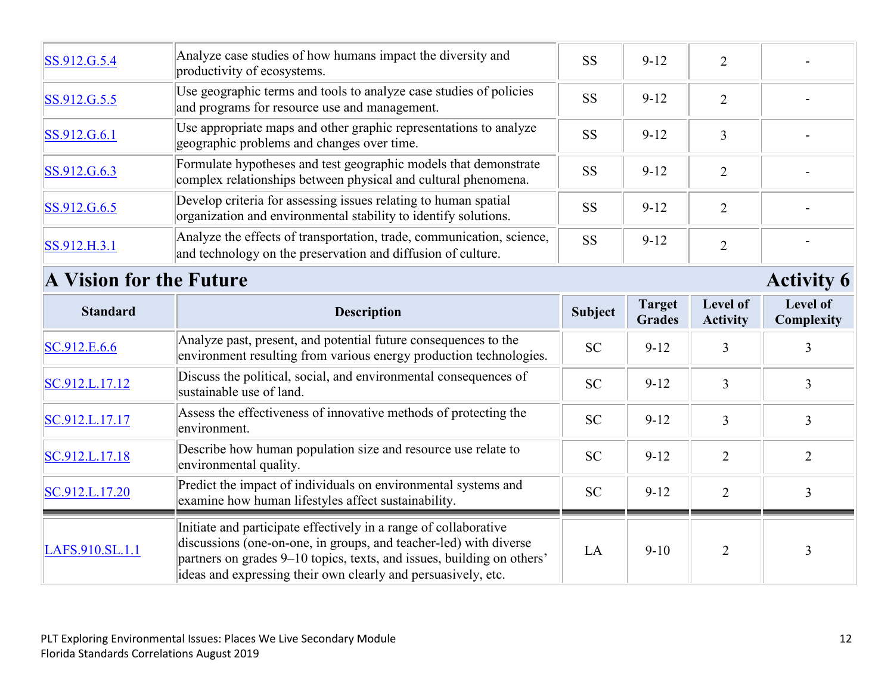| Standard | Description | Subject | Target Grades | Level of Activity | Level of Complexity |
|---|---|---|---|---|---|
| SS.912.G.5.4 | Analyze case studies of how humans impact the diversity and productivity of ecosystems. | SS | 9-12 | 2 | - |
| SS.912.G.5.5 | Use geographic terms and tools to analyze case studies of policies and programs for resource use and management. | SS | 9-12 | 2 | - |
| SS.912.G.6.1 | Use appropriate maps and other graphic representations to analyze geographic problems and changes over time. | SS | 9-12 | 3 | - |
| SS.912.G.6.3 | Formulate hypotheses and test geographic models that demonstrate complex relationships between physical and cultural phenomena. | SS | 9-12 | 2 | - |
| SS.912.G.6.5 | Develop criteria for assessing issues relating to human spatial organization and environmental stability to identify solutions. | SS | 9-12 | 2 | - |
| SS.912.H.3.1 | Analyze the effects of transportation, trade, communication, science, and technology on the preservation and diffusion of culture. | SS | 9-12 | 2 | - |

## A Vision for the Future — Activity 6

| Standard | Description | Subject | Target Grades | Level of Activity | Level of Complexity |
|---|---|---|---|---|---|
| SC.912.E.6.6 | Analyze past, present, and potential future consequences to the environment resulting from various energy production technologies. | SC | 9-12 | 3 | 3 |
| SC.912.L.17.12 | Discuss the political, social, and environmental consequences of sustainable use of land. | SC | 9-12 | 3 | 3 |
| SC.912.L.17.17 | Assess the effectiveness of innovative methods of protecting the environment. | SC | 9-12 | 3 | 3 |
| SC.912.L.17.18 | Describe how human population size and resource use relate to environmental quality. | SC | 9-12 | 2 | 2 |
| SC.912.L.17.20 | Predict the impact of individuals on environmental systems and examine how human lifestyles affect sustainability. | SC | 9-12 | 2 | 3 |
| LAFS.910.SL.1.1 | Initiate and participate effectively in a range of collaborative discussions (one-on-one, in groups, and teacher-led) with diverse partners on grades 9–10 topics, texts, and issues, building on others' ideas and expressing their own clearly and persuasively, etc. | LA | 9-10 | 2 | 3 |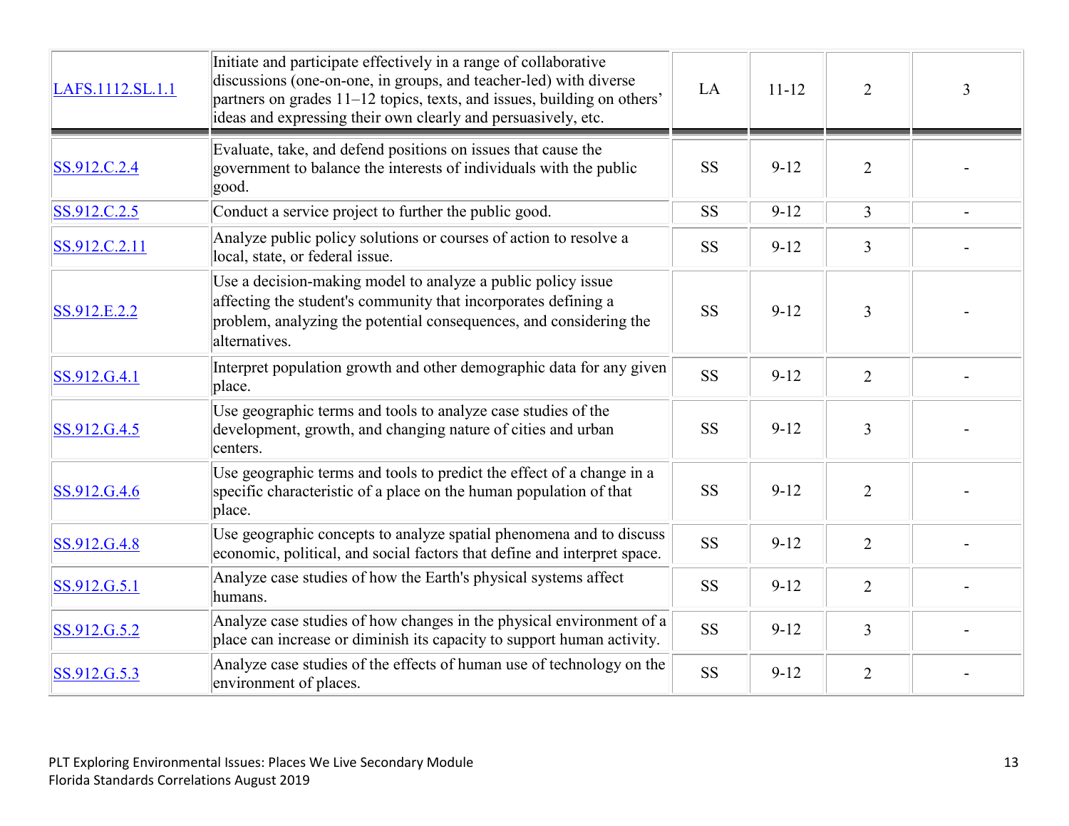| | | | | | |
|---|---|---|---|---|---|
| LAFS.1112.SL.1.1 | Initiate and participate effectively in a range of collaborative discussions (one-on-one, in groups, and teacher-led) with diverse partners on grades 11–12 topics, texts, and issues, building on others' ideas and expressing their own clearly and persuasively, etc. | LA | 11-12 | 2 | 3 |
| SS.912.C.2.4 | Evaluate, take, and defend positions on issues that cause the government to balance the interests of individuals with the public good. | SS | 9-12 | 2 | - |
| SS.912.C.2.5 | Conduct a service project to further the public good. | SS | 9-12 | 3 | - |
| SS.912.C.2.11 | Analyze public policy solutions or courses of action to resolve a local, state, or federal issue. | SS | 9-12 | 3 | - |
| SS.912.E.2.2 | Use a decision-making model to analyze a public policy issue affecting the student's community that incorporates defining a problem, analyzing the potential consequences, and considering the alternatives. | SS | 9-12 | 3 | - |
| SS.912.G.4.1 | Interpret population growth and other demographic data for any given place. | SS | 9-12 | 2 | - |
| SS.912.G.4.5 | Use geographic terms and tools to analyze case studies of the development, growth, and changing nature of cities and urban centers. | SS | 9-12 | 3 | - |
| SS.912.G.4.6 | Use geographic terms and tools to predict the effect of a change in a specific characteristic of a place on the human population of that place. | SS | 9-12 | 2 | - |
| SS.912.G.4.8 | Use geographic concepts to analyze spatial phenomena and to discuss economic, political, and social factors that define and interpret space. | SS | 9-12 | 2 | - |
| SS.912.G.5.1 | Analyze case studies of how the Earth's physical systems affect humans. | SS | 9-12 | 2 | - |
| SS.912.G.5.2 | Analyze case studies of how changes in the physical environment of a place can increase or diminish its capacity to support human activity. | SS | 9-12 | 3 | - |
| SS.912.G.5.3 | Analyze case studies of the effects of human use of technology on the environment of places. | SS | 9-12 | 2 | - |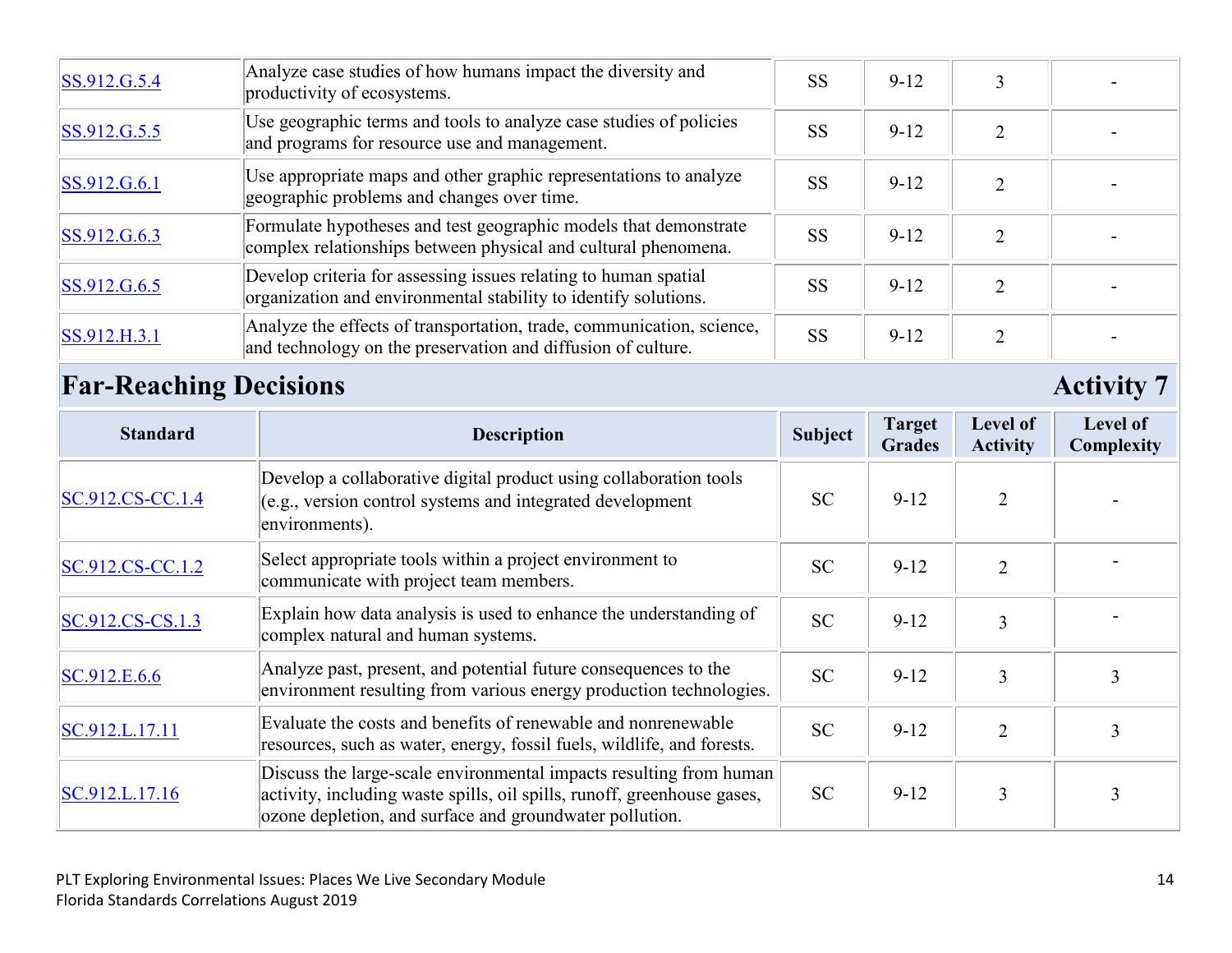| | | | | | |
|---|---|---|---|---|---|
| SS.912.G.5.4 | Analyze case studies of how humans impact the diversity and productivity of ecosystems. | SS | 9-12 | 3 | - |
| SS.912.G.5.5 | Use geographic terms and tools to analyze case studies of policies and programs for resource use and management. | SS | 9-12 | 2 | - |
| SS.912.G.6.1 | Use appropriate maps and other graphic representations to analyze geographic problems and changes over time. | SS | 9-12 | 2 | - |
| SS.912.G.6.3 | Formulate hypotheses and test geographic models that demonstrate complex relationships between physical and cultural phenomena. | SS | 9-12 | 2 | - |
| SS.912.G.6.5 | Develop criteria for assessing issues relating to human spatial organization and environmental stability to identify solutions. | SS | 9-12 | 2 | - |
| SS.912.H.3.1 | Analyze the effects of transportation, trade, communication, science, and technology on the preservation and diffusion of culture. | SS | 9-12 | 2 | - |

## Far-Reaching Decisions — Activity 7

| Standard | Description | Subject | Target Grades | Level of Activity | Level of Complexity |
|---|---|---|---|---|---|
| SC.912.CS-CC.1.4 | Develop a collaborative digital product using collaboration tools (e.g., version control systems and integrated development environments). | SC | 9-12 | 2 | - |
| SC.912.CS-CC.1.2 | Select appropriate tools within a project environment to communicate with project team members. | SC | 9-12 | 2 | - |
| SC.912.CS-CS.1.3 | Explain how data analysis is used to enhance the understanding of complex natural and human systems. | SC | 9-12 | 3 | - |
| SC.912.E.6.6 | Analyze past, present, and potential future consequences to the environment resulting from various energy production technologies. | SC | 9-12 | 3 | 3 |
| SC.912.L.17.11 | Evaluate the costs and benefits of renewable and nonrenewable resources, such as water, energy, fossil fuels, wildlife, and forests. | SC | 9-12 | 2 | 3 |
| SC.912.L.17.16 | Discuss the large-scale environmental impacts resulting from human activity, including waste spills, oil spills, runoff, greenhouse gases, ozone depletion, and surface and groundwater pollution. | SC | 9-12 | 3 | 3 |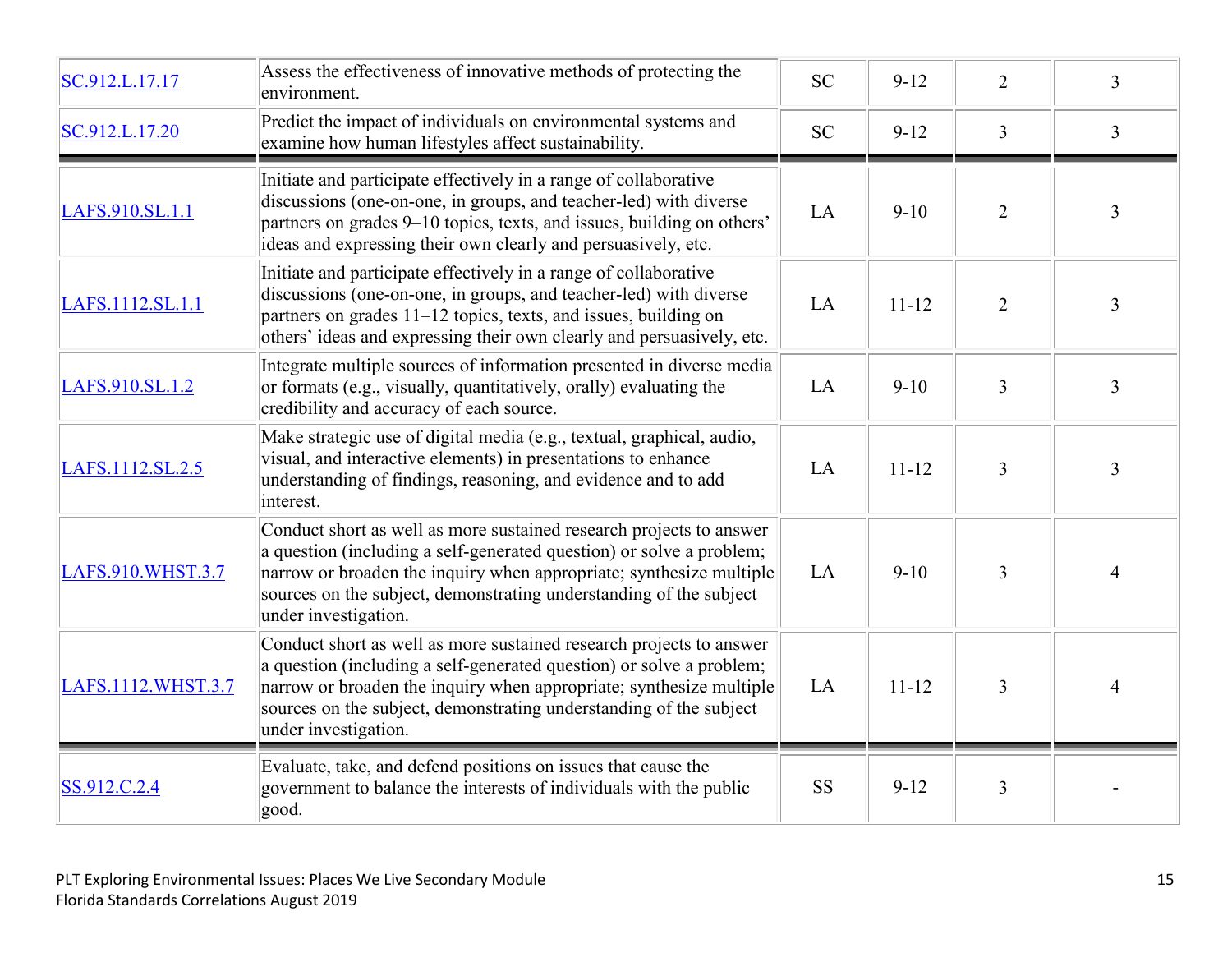| | | | | | |
|---|---|---|---|---|---|
| SC.912.L.17.17 | Assess the effectiveness of innovative methods of protecting the environment. | SC | 9-12 | 2 | 3 |
| SC.912.L.17.20 | Predict the impact of individuals on environmental systems and examine how human lifestyles affect sustainability. | SC | 9-12 | 3 | 3 |
| LAFS.910.SL.1.1 | Initiate and participate effectively in a range of collaborative discussions (one-on-one, in groups, and teacher-led) with diverse partners on grades 9–10 topics, texts, and issues, building on others' ideas and expressing their own clearly and persuasively, etc. | LA | 9-10 | 2 | 3 |
| LAFS.1112.SL.1.1 | Initiate and participate effectively in a range of collaborative discussions (one-on-one, in groups, and teacher-led) with diverse partners on grades 11–12 topics, texts, and issues, building on others' ideas and expressing their own clearly and persuasively, etc. | LA | 11-12 | 2 | 3 |
| LAFS.910.SL.1.2 | Integrate multiple sources of information presented in diverse media or formats (e.g., visually, quantitatively, orally) evaluating the credibility and accuracy of each source. | LA | 9-10 | 3 | 3 |
| LAFS.1112.SL.2.5 | Make strategic use of digital media (e.g., textual, graphical, audio, visual, and interactive elements) in presentations to enhance understanding of findings, reasoning, and evidence and to add interest. | LA | 11-12 | 3 | 3 |
| LAFS.910.WHST.3.7 | Conduct short as well as more sustained research projects to answer a question (including a self-generated question) or solve a problem; narrow or broaden the inquiry when appropriate; synthesize multiple sources on the subject, demonstrating understanding of the subject under investigation. | LA | 9-10 | 3 | 4 |
| LAFS.1112.WHST.3.7 | Conduct short as well as more sustained research projects to answer a question (including a self-generated question) or solve a problem; narrow or broaden the inquiry when appropriate; synthesize multiple sources on the subject, demonstrating understanding of the subject under investigation. | LA | 11-12 | 3 | 4 |
| SS.912.C.2.4 | Evaluate, take, and defend positions on issues that cause the government to balance the interests of individuals with the public good. | SS | 9-12 | 3 | - |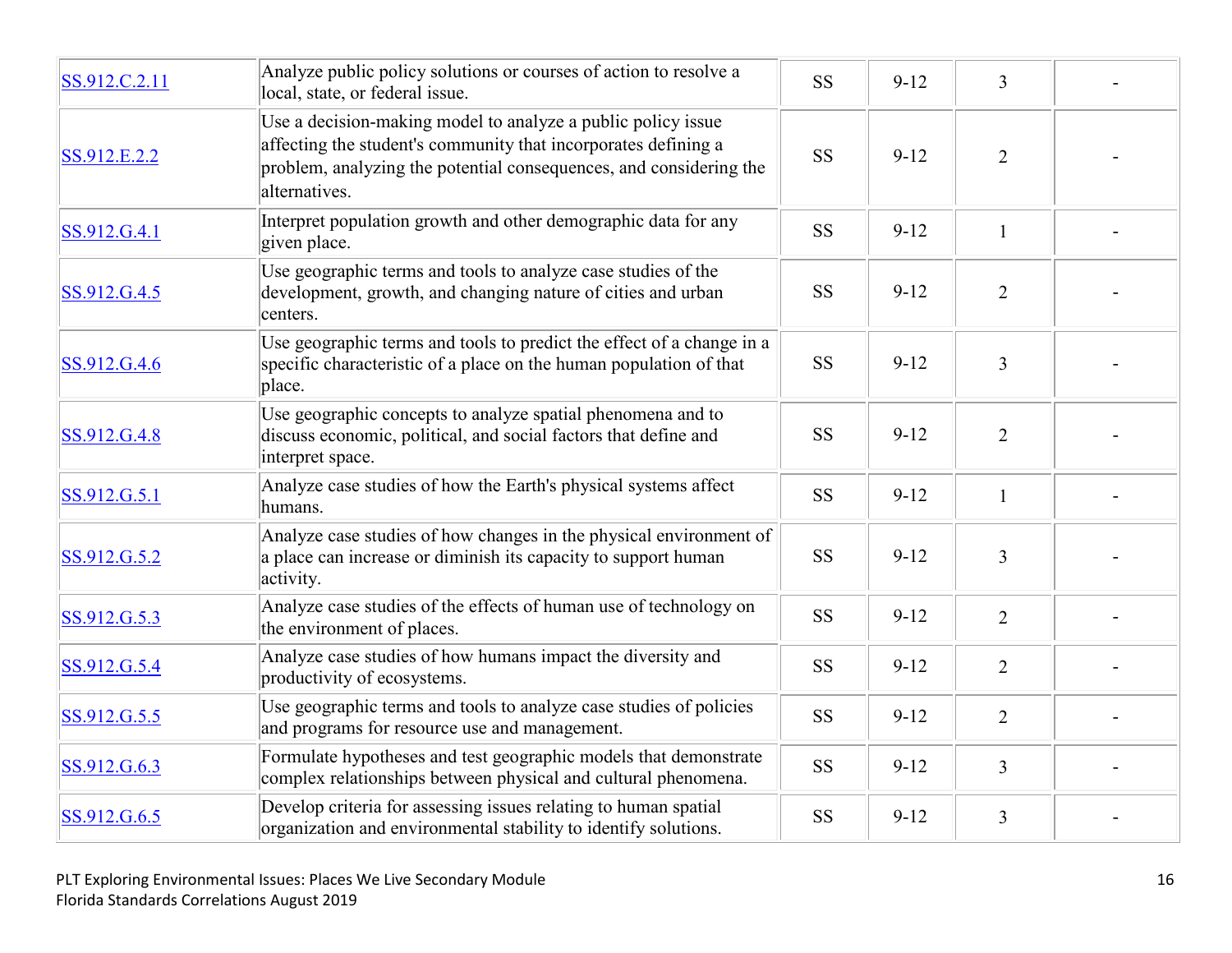| [SS.912.C.2.11]() | Analyze public policy solutions or courses of action to resolve a local, state, or federal issue. | SS | 9-12 | 3 | - |
|---|---|---|---|---|---|
| [SS.912.E.2.2]() | Use a decision-making model to analyze a public policy issue affecting the student's community that incorporates defining a problem, analyzing the potential consequences, and considering the alternatives. | SS | 9-12 | 2 | - |
| [SS.912.G.4.1]() | Interpret population growth and other demographic data for any given place. | SS | 9-12 | 1 | - |
| [SS.912.G.4.5]() | Use geographic terms and tools to analyze case studies of the development, growth, and changing nature of cities and urban centers. | SS | 9-12 | 2 | - |
| [SS.912.G.4.6]() | Use geographic terms and tools to predict the effect of a change in a specific characteristic of a place on the human population of that place. | SS | 9-12 | 3 | - |
| [SS.912.G.4.8]() | Use geographic concepts to analyze spatial phenomena and to discuss economic, political, and social factors that define and interpret space. | SS | 9-12 | 2 | - |
| [SS.912.G.5.1]() | Analyze case studies of how the Earth's physical systems affect humans. | SS | 9-12 | 1 | - |
| [SS.912.G.5.2]() | Analyze case studies of how changes in the physical environment of a place can increase or diminish its capacity to support human activity. | SS | 9-12 | 3 | - |
| [SS.912.G.5.3]() | Analyze case studies of the effects of human use of technology on the environment of places. | SS | 9-12 | 2 | - |
| [SS.912.G.5.4]() | Analyze case studies of how humans impact the diversity and productivity of ecosystems. | SS | 9-12 | 2 | - |
| [SS.912.G.5.5]() | Use geographic terms and tools to analyze case studies of policies and programs for resource use and management. | SS | 9-12 | 2 | - |
| [SS.912.G.6.3]() | Formulate hypotheses and test geographic models that demonstrate complex relationships between physical and cultural phenomena. | SS | 9-12 | 3 | - |
| [SS.912.G.6.5]() | Develop criteria for assessing issues relating to human spatial organization and environmental stability to identify solutions. | SS | 9-12 | 3 | - |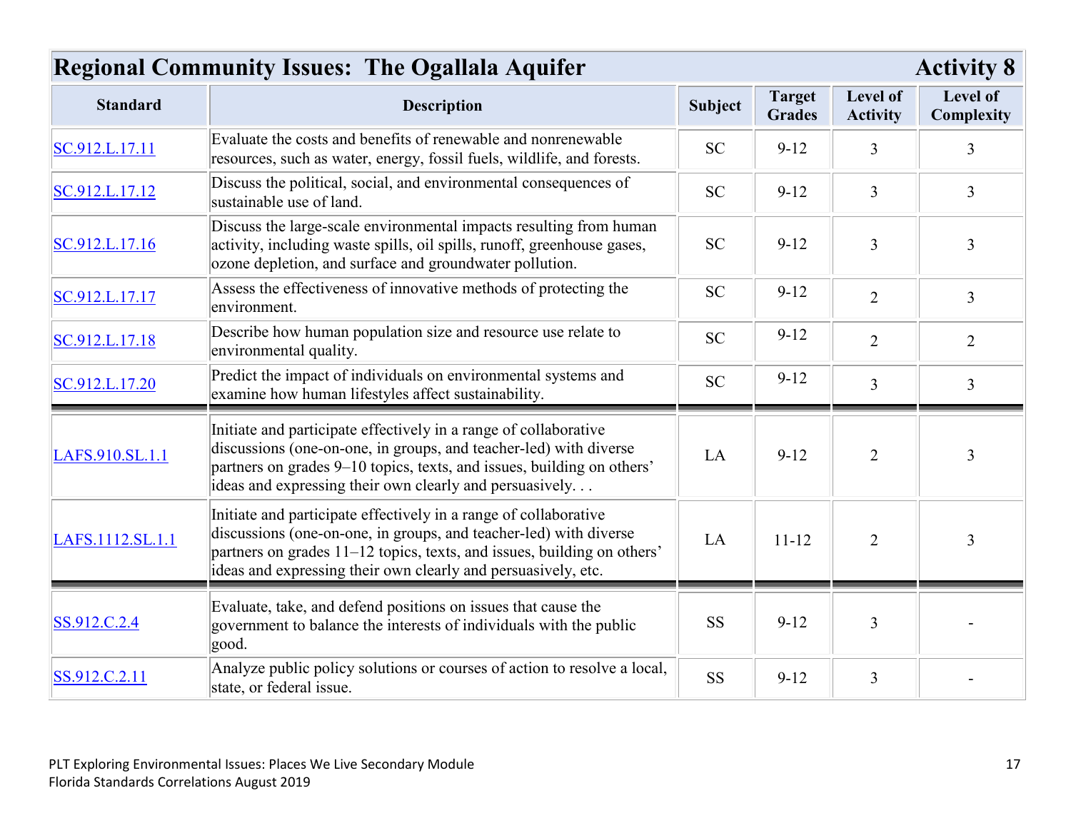## Regional Community Issues: The Ogallala Aquifer — Activity 8

| Standard | Description | Subject | Target Grades | Level of Activity | Level of Complexity |
|---|---|---|---|---|---|
| SC.912.L.17.11 | Evaluate the costs and benefits of renewable and nonrenewable resources, such as water, energy, fossil fuels, wildlife, and forests. | SC | 9-12 | 3 | 3 |
| SC.912.L.17.12 | Discuss the political, social, and environmental consequences of sustainable use of land. | SC | 9-12 | 3 | 3 |
| SC.912.L.17.16 | Discuss the large-scale environmental impacts resulting from human activity, including waste spills, oil spills, runoff, greenhouse gases, ozone depletion, and surface and groundwater pollution. | SC | 9-12 | 3 | 3 |
| SC.912.L.17.17 | Assess the effectiveness of innovative methods of protecting the environment. | SC | 9-12 | 2 | 3 |
| SC.912.L.17.18 | Describe how human population size and resource use relate to environmental quality. | SC | 9-12 | 2 | 2 |
| SC.912.L.17.20 | Predict the impact of individuals on environmental systems and examine how human lifestyles affect sustainability. | SC | 9-12 | 3 | 3 |
| LAFS.910.SL.1.1 | Initiate and participate effectively in a range of collaborative discussions (one-on-one, in groups, and teacher-led) with diverse partners on grades 9–10 topics, texts, and issues, building on others' ideas and expressing their own clearly and persuasively. . . | LA | 9-12 | 2 | 3 |
| LAFS.1112.SL.1.1 | Initiate and participate effectively in a range of collaborative discussions (one-on-one, in groups, and teacher-led) with diverse partners on grades 11–12 topics, texts, and issues, building on others' ideas and expressing their own clearly and persuasively, etc. | LA | 11-12 | 2 | 3 |
| SS.912.C.2.4 | Evaluate, take, and defend positions on issues that cause the government to balance the interests of individuals with the public good. | SS | 9-12 | 3 | - |
| SS.912.C.2.11 | Analyze public policy solutions or courses of action to resolve a local, state, or federal issue. | SS | 9-12 | 3 | - |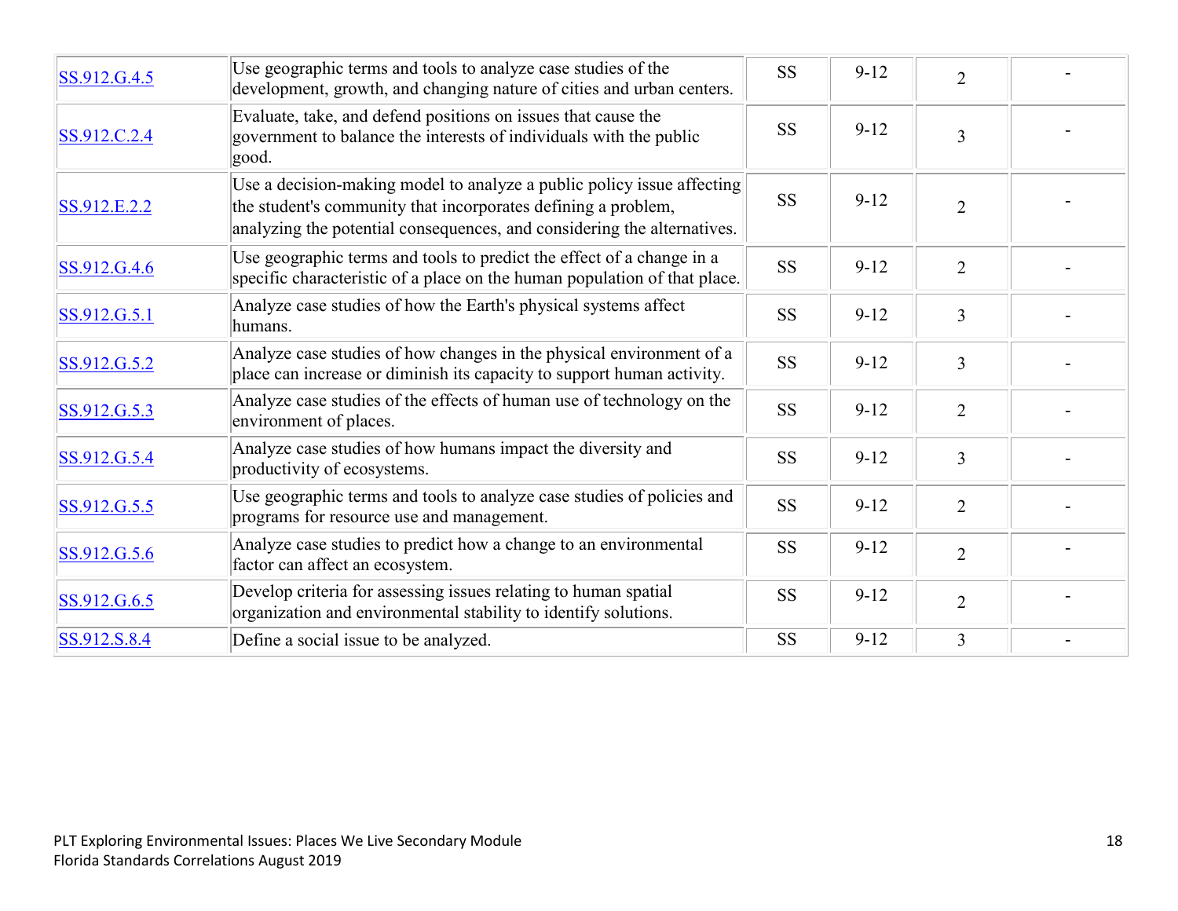| | | | | | |
|---|---|---|---|---|---|
| SS.912.G.4.5 | Use geographic terms and tools to analyze case studies of the development, growth, and changing nature of cities and urban centers. | SS | 9-12 | 2 | - |
| SS.912.C.2.4 | Evaluate, take, and defend positions on issues that cause the government to balance the interests of individuals with the public good. | SS | 9-12 | 3 | - |
| SS.912.E.2.2 | Use a decision-making model to analyze a public policy issue affecting the student's community that incorporates defining a problem, analyzing the potential consequences, and considering the alternatives. | SS | 9-12 | 2 | - |
| SS.912.G.4.6 | Use geographic terms and tools to predict the effect of a change in a specific characteristic of a place on the human population of that place. | SS | 9-12 | 2 | - |
| SS.912.G.5.1 | Analyze case studies of how the Earth's physical systems affect humans. | SS | 9-12 | 3 | - |
| SS.912.G.5.2 | Analyze case studies of how changes in the physical environment of a place can increase or diminish its capacity to support human activity. | SS | 9-12 | 3 | - |
| SS.912.G.5.3 | Analyze case studies of the effects of human use of technology on the environment of places. | SS | 9-12 | 2 | - |
| SS.912.G.5.4 | Analyze case studies of how humans impact the diversity and productivity of ecosystems. | SS | 9-12 | 3 | - |
| SS.912.G.5.5 | Use geographic terms and tools to analyze case studies of policies and programs for resource use and management. | SS | 9-12 | 2 | - |
| SS.912.G.5.6 | Analyze case studies to predict how a change to an environmental factor can affect an ecosystem. | SS | 9-12 | 2 | - |
| SS.912.G.6.5 | Develop criteria for assessing issues relating to human spatial organization and environmental stability to identify solutions. | SS | 9-12 | 2 | - |
| SS.912.S.8.4 | Define a social issue to be analyzed. | SS | 9-12 | 3 | - |